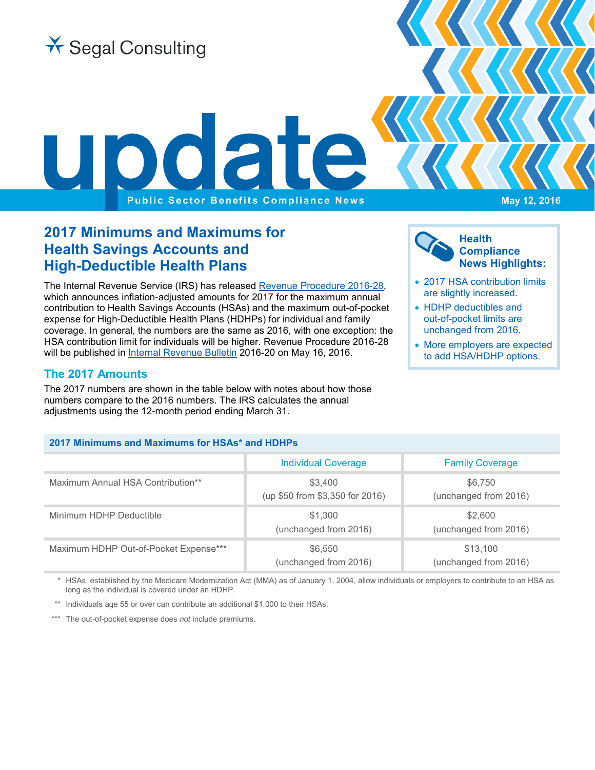Segal Consulting

# update

**Public Sector Benefits Compliance News** May 12, 2016

## 2017 Minimums and Maximums for Health Savings Accounts and High-Deductible Health Plans

The Internal Revenue Service (IRS) has released Revenue Procedure 2016-28, which announces inflation-adjusted amounts for 2017 for the maximum annual contribution to Health Savings Accounts (HSAs) and the maximum out-of-pocket expense for High-Deductible Health Plans (HDHPs) for individual and family coverage. In general, the numbers are the same as 2016, with one exception: the HSA contribution limit for individuals will be higher. Revenue Procedure 2016-28 will be published in Internal Revenue Bulletin 2016-20 on May 16, 2016.

**Health Compliance News Highlights:**

- 2017 HSA contribution limits are slightly increased.
- HDHP deductibles and out-of-pocket limits are unchanged from 2016.
- More employers are expected to add HSA/HDHP options.

### The 2017 Amounts

The 2017 numbers are shown in the table below with notes about how those numbers compare to the 2016 numbers. The IRS calculates the annual adjustments using the 12-month period ending March 31.

**2017 Minimums and Maximums for HSAs* and HDHPs**

| | Individual Coverage | Family Coverage |
|---|---|---|
| Maximum Annual HSA Contribution** | $3,400 (up $50 from $3,350 for 2016) | $6,750 (unchanged from 2016) |
| Minimum HDHP Deductible | $1,300 (unchanged from 2016) | $2,600 (unchanged from 2016) |
| Maximum HDHP Out-of-Pocket Expense*** | $6,550 (unchanged from 2016) | $13,100 (unchanged from 2016) |

\* HSAs, established by the Medicare Modernization Act (MMA) as of January 1, 2004, allow individuals or employers to contribute to an HSA as long as the individual is covered under an HDHP.

** Individuals age 55 or over can contribute an additional $1,000 to their HSAs.

*** The out-of-pocket expense does *not* include premiums.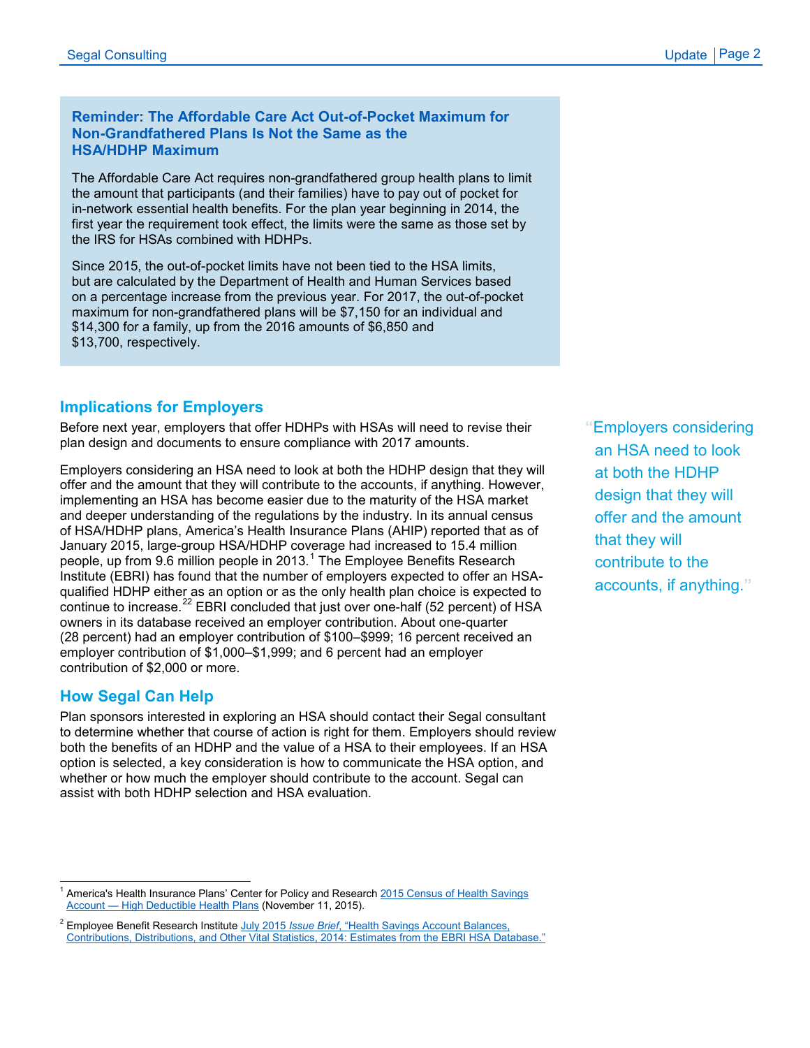### Reminder: The Affordable Care Act Out-of-Pocket Maximum for Non-Grandfathered Plans Is Not the Same as the HSA/HDHP Maximum

The Affordable Care Act requires non-grandfathered group health plans to limit the amount that participants (and their families) have to pay out of pocket for in-network essential health benefits. For the plan year beginning in 2014, the first year the requirement took effect, the limits were the same as those set by the IRS for HSAs combined with HDHPs.

Since 2015, the out-of-pocket limits have not been tied to the HSA limits, but are calculated by the Department of Health and Human Services based on a percentage increase from the previous year. For 2017, the out-of-pocket maximum for non-grandfathered plans will be $7,150 for an individual and $14,300 for a family, up from the 2016 amounts of $6,850 and $13,700, respectively.

## Implications for Employers

Before next year, employers that offer HDHPs with HSAs will need to revise their plan design and documents to ensure compliance with 2017 amounts.

Employers considering an HSA need to look at both the HDHP design that they will offer and the amount that they will contribute to the accounts, if anything. However, implementing an HSA has become easier due to the maturity of the HSA market and deeper understanding of the regulations by the industry. In its annual census of HSA/HDHP plans, America's Health Insurance Plans (AHIP) reported that as of January 2015, large-group HSA/HDHP coverage had increased to 15.4 million people, up from 9.6 million people in 2013.[1] The Employee Benefits Research Institute (EBRI) has found that the number of employers expected to offer an HSA-qualified HDHP either as an option or as the only health plan choice is expected to continue to increase.[22] EBRI concluded that just over one-half (52 percent) of HSA owners in its database received an employer contribution. About one-quarter (28 percent) had an employer contribution of $100–$999; 16 percent received an employer contribution of $1,000–$1,999; and 6 percent had an employer contribution of $2,000 or more.

"Employers considering an HSA need to look at both the HDHP design that they will offer and the amount that they will contribute to the accounts, if anything."

## How Segal Can Help

Plan sponsors interested in exploring an HSA should contact their Segal consultant to determine whether that course of action is right for them. Employers should review both the benefits of an HDHP and the value of a HSA to their employees. If an HSA option is selected, a key consideration is how to communicate the HSA option, and whether or how much the employer should contribute to the account. Segal can assist with both HDHP selection and HSA evaluation.

---

[1] America's Health Insurance Plans' Center for Policy and Research 2015 Census of Health Savings Account — High Deductible Health Plans (November 11, 2015).

[2] Employee Benefit Research Institute July 2015 *Issue Brief*, "Health Savings Account Balances, Contributions, Distributions, and Other Vital Statistics, 2014: Estimates from the EBRI HSA Database."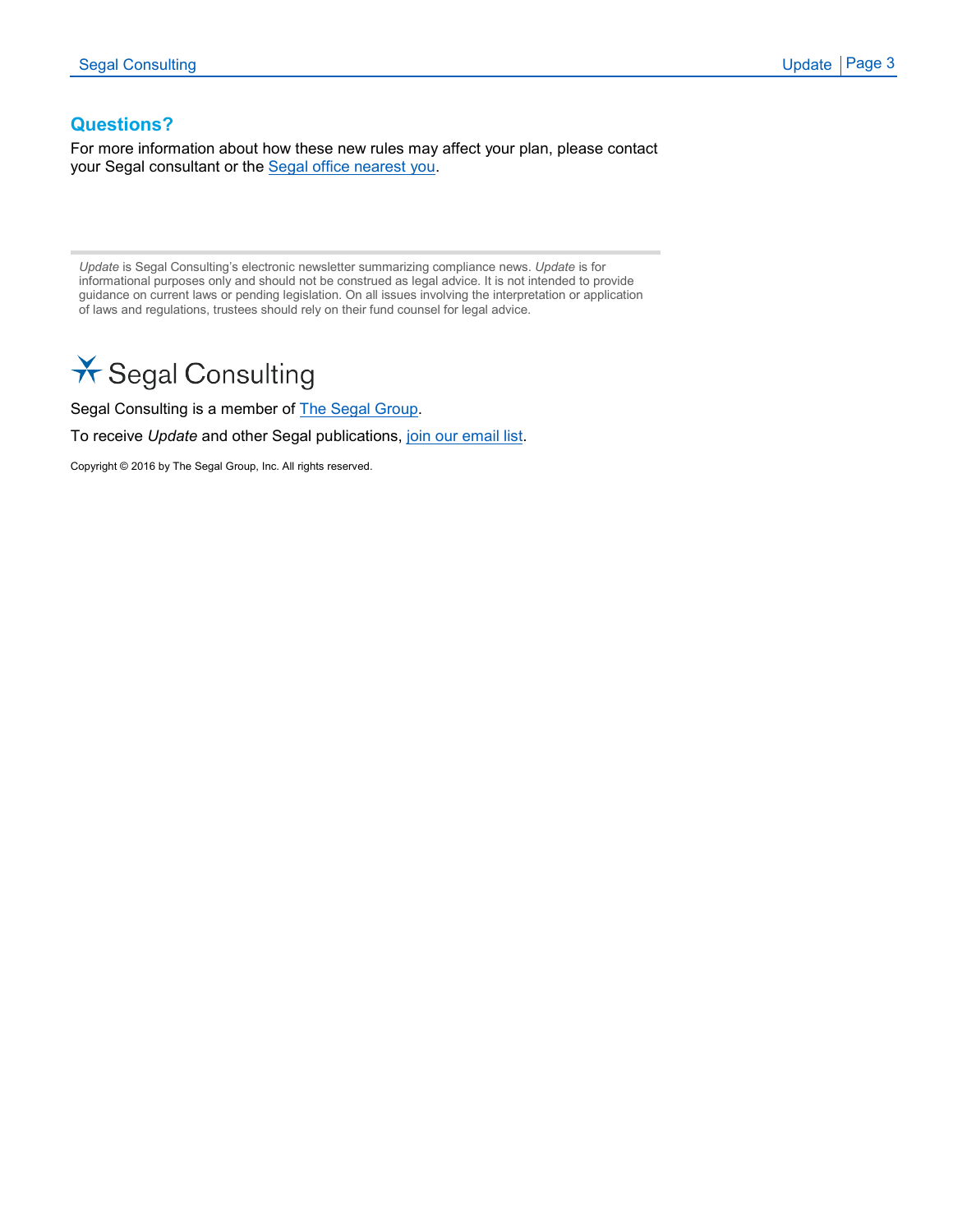## Questions?

For more information about how these new rules may affect your plan, please contact your Segal consultant or the Segal office nearest you.

*Update* is Segal Consulting's electronic newsletter summarizing compliance news. *Update* is for informational purposes only and should not be construed as legal advice. It is not intended to provide guidance on current laws or pending legislation. On all issues involving the interpretation or application of laws and regulations, trustees should rely on their fund counsel for legal advice.

Segal Consulting

Segal Consulting is a member of The Segal Group.

To receive *Update* and other Segal publications, join our email list.

Copyright © 2016 by The Segal Group, Inc. All rights reserved.